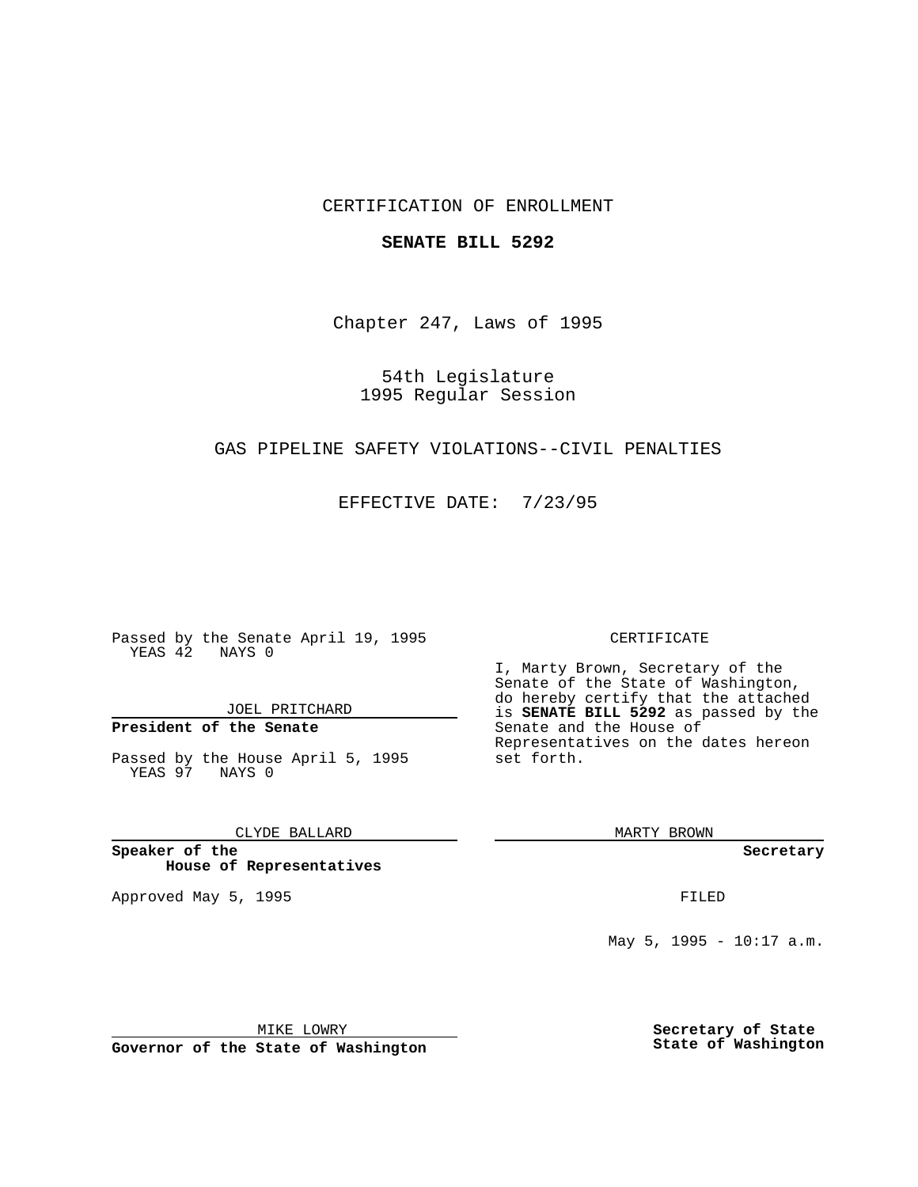CERTIFICATION OF ENROLLMENT

**SENATE BILL 5292**

Chapter 247, Laws of 1995

54th Legislature
1995 Regular Session

GAS PIPELINE SAFETY VIOLATIONS--CIVIL PENALTIES

EFFECTIVE DATE: 7/23/95

Passed by the Senate April 19, 1995
YEAS 42 NAYS 0

JOEL PRITCHARD

**President of the Senate**

Passed by the House April 5, 1995
YEAS 97 NAYS 0

CLYDE BALLARD

**Speaker of the House of Representatives**

Approved May 5, 1995

MIKE LOWRY

**Governor of the State of Washington**

CERTIFICATE

I, Marty Brown, Secretary of the Senate of the State of Washington, do hereby certify that the attached is **SENATE BILL 5292** as passed by the Senate and the House of Representatives on the dates hereon set forth.

MARTY BROWN

**Secretary**

FILED

May 5, 1995 - 10:17 a.m.

**Secretary of State State of Washington**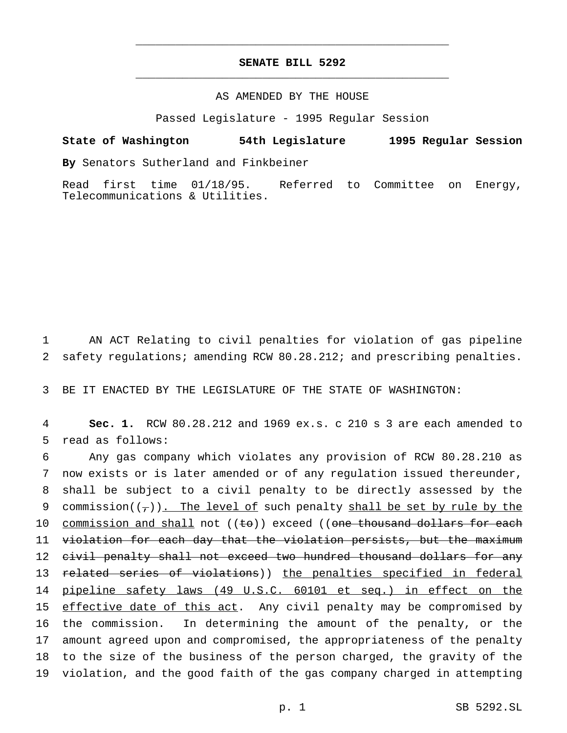# SENATE BILL 5292

AS AMENDED BY THE HOUSE

Passed Legislature - 1995 Regular Session

**State of Washington 54th Legislature 1995 Regular Session**

**By** Senators Sutherland and Finkbeiner

Read first time 01/18/95. Referred to Committee on Energy, Telecommunications & Utilities.

1 AN ACT Relating to civil penalties for violation of gas pipeline
2 safety regulations; amending RCW 80.28.212; and prescribing penalties.

3 BE IT ENACTED BY THE LEGISLATURE OF THE STATE OF WASHINGTON:

4 **Sec. 1.** RCW 80.28.212 and 1969 ex.s. c 210 s 3 are each amended to
5 read as follows:

6 Any gas company which violates any provision of RCW 80.28.210 as
7 now exists or is later amended or of any regulation issued thereunder,
8 shall be subject to a civil penalty to be directly assessed by the
9 commission((~~,~~))<u>. The level of</u> such penalty <u>shall be set by rule by the</u>
10 <u>commission and shall</u> not ((~~to~~)) exceed ((~~one thousand dollars for each~~
11 ~~violation for each day that the violation persists, but the maximum~~
12 ~~civil penalty shall not exceed two hundred thousand dollars for any~~
13 ~~related series of violations~~)) <u>the penalties specified in federal</u>
14 <u>pipeline safety laws (49 U.S.C. 60101 et seq.) in effect on the</u>
15 <u>effective date of this act</u>. Any civil penalty may be compromised by
16 the commission. In determining the amount of the penalty, or the
17 amount agreed upon and compromised, the appropriateness of the penalty
18 to the size of the business of the person charged, the gravity of the
19 violation, and the good faith of the gas company charged in attempting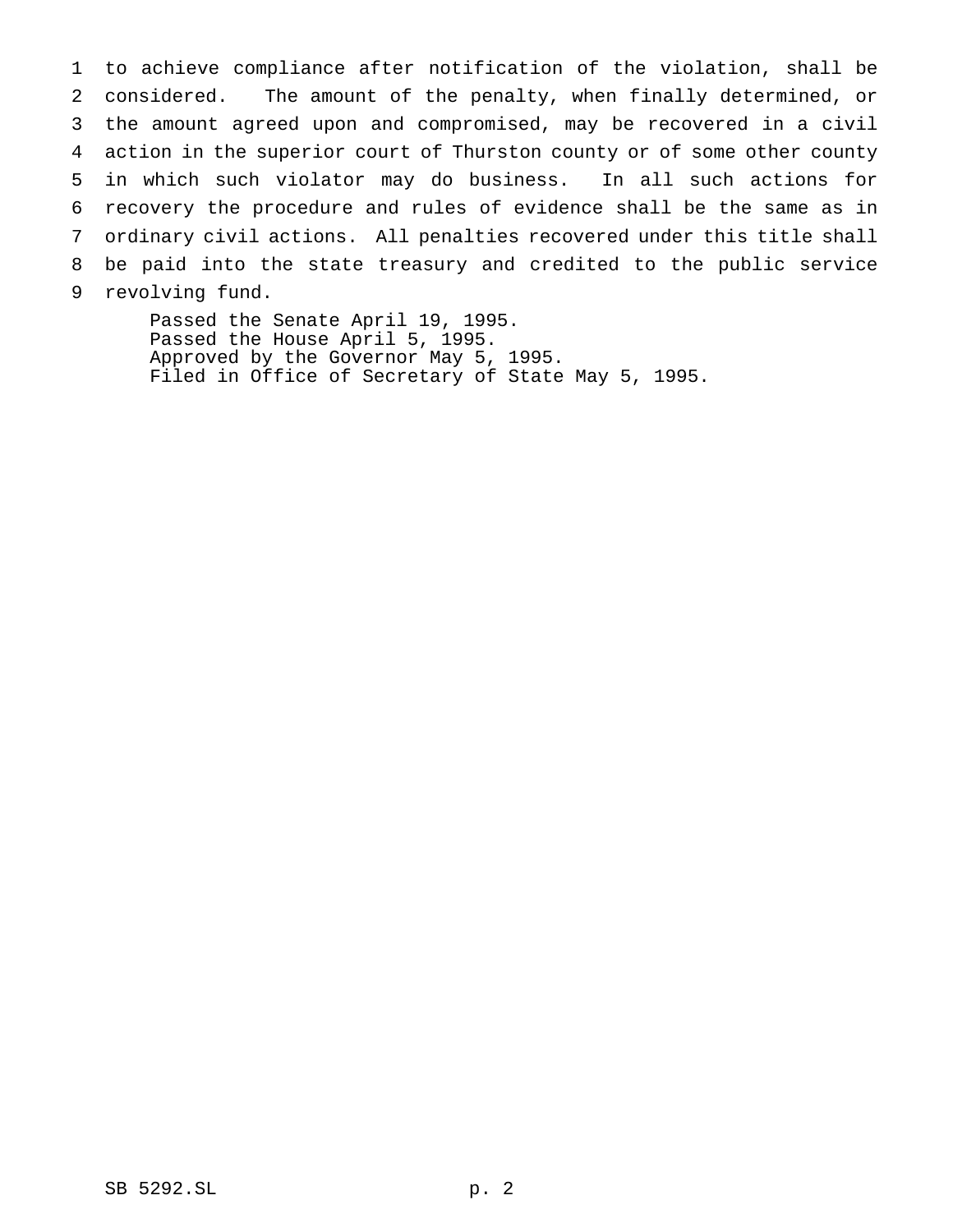to achieve compliance after notification of the violation, shall be considered. The amount of the penalty, when finally determined, or the amount agreed upon and compromised, may be recovered in a civil action in the superior court of Thurston county or of some other county in which such violator may do business. In all such actions for recovery the procedure and rules of evidence shall be the same as in ordinary civil actions. All penalties recovered under this title shall be paid into the state treasury and credited to the public service revolving fund.

Passed the Senate April 19, 1995.
Passed the House April 5, 1995.
Approved by the Governor May 5, 1995.
Filed in Office of Secretary of State May 5, 1995.